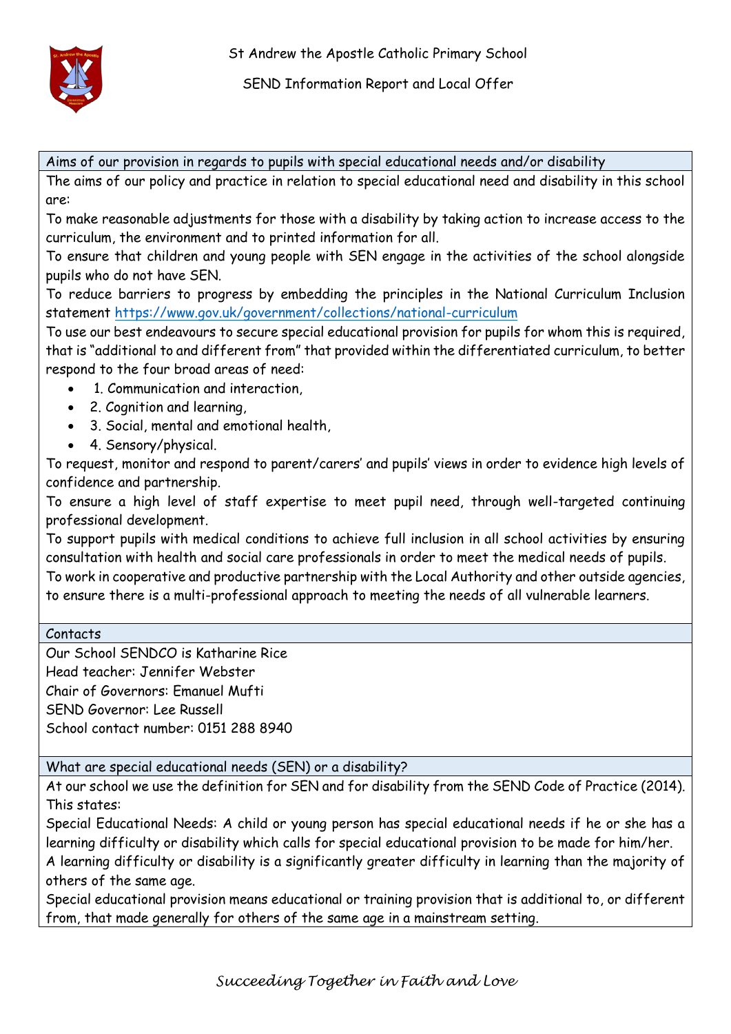St Andrew the Apostle Catholic Primary School

SEND Information Report and Local Offer

## Aims of our provision in regards to pupils with special educational needs and/or disability

The aims of our policy and practice in relation to special educational need and disability in this school are:

To make reasonable adjustments for those with a disability by taking action to increase access to the curriculum, the environment and to printed information for all.

To ensure that children and young people with SEN engage in the activities of the school alongside pupils who do not have SEN.

To reduce barriers to progress by embedding the principles in the National Curriculum Inclusion statement https://www.gov.uk/government/collections/national-curriculum

To use our best endeavours to secure special educational provision for pupils for whom this is required, that is "additional to and different from" that provided within the differentiated curriculum, to better respond to the four broad areas of need:

- 1. Communication and interaction,
- 2. Cognition and learning,
- 3. Social, mental and emotional health,
- 4. Sensory/physical.

To request, monitor and respond to parent/carers' and pupils' views in order to evidence high levels of confidence and partnership.

To ensure a high level of staff expertise to meet pupil need, through well-targeted continuing professional development.

To support pupils with medical conditions to achieve full inclusion in all school activities by ensuring consultation with health and social care professionals in order to meet the medical needs of pupils.

To work in cooperative and productive partnership with the Local Authority and other outside agencies, to ensure there is a multi-professional approach to meeting the needs of all vulnerable learners.

## Contacts

Our School SENDCO is Katharine Rice

Head teacher: Jennifer Webster

Chair of Governors: Emanuel Mufti

SEND Governor: Lee Russell

School contact number: 0151 288 8940

## What are special educational needs (SEN) or a disability?

At our school we use the definition for SEN and for disability from the SEND Code of Practice (2014). This states:

Special Educational Needs: A child or young person has special educational needs if he or she has a learning difficulty or disability which calls for special educational provision to be made for him/her.

A learning difficulty or disability is a significantly greater difficulty in learning than the majority of others of the same age.

Special educational provision means educational or training provision that is additional to, or different from, that made generally for others of the same age in a mainstream setting.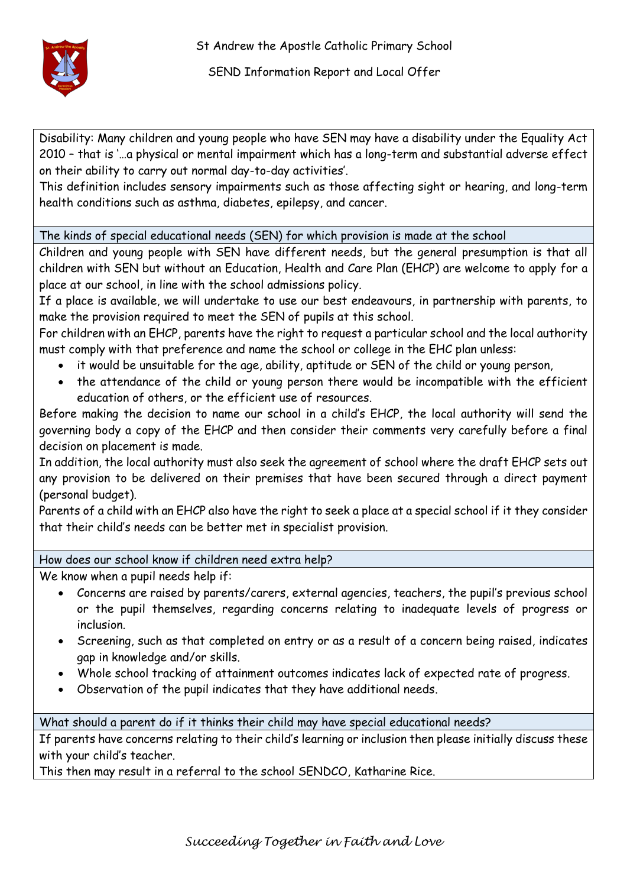Disability: Many children and young people who have SEN may have a disability under the Equality Act 2010 – that is '…a physical or mental impairment which has a long-term and substantial adverse effect on their ability to carry out normal day-to-day activities'.
This definition includes sensory impairments such as those affecting sight or hearing, and long-term health conditions such as asthma, diabetes, epilepsy, and cancer.

## The kinds of special educational needs (SEN) for which provision is made at the school

Children and young people with SEN have different needs, but the general presumption is that all children with SEN but without an Education, Health and Care Plan (EHCP) are welcome to apply for a place at our school, in line with the school admissions policy.
If a place is available, we will undertake to use our best endeavours, in partnership with parents, to make the provision required to meet the SEN of pupils at this school.
For children with an EHCP, parents have the right to request a particular school and the local authority must comply with that preference and name the school or college in the EHC plan unless:

- it would be unsuitable for the age, ability, aptitude or SEN of the child or young person,
- the attendance of the child or young person there would be incompatible with the efficient education of others, or the efficient use of resources.

Before making the decision to name our school in a child's EHCP, the local authority will send the governing body a copy of the EHCP and then consider their comments very carefully before a final decision on placement is made.
In addition, the local authority must also seek the agreement of school where the draft EHCP sets out any provision to be delivered on their premises that have been secured through a direct payment (personal budget).
Parents of a child with an EHCP also have the right to seek a place at a special school if it they consider that their child's needs can be better met in specialist provision.

## How does our school know if children need extra help?

We know when a pupil needs help if:

- Concerns are raised by parents/carers, external agencies, teachers, the pupil's previous school or the pupil themselves, regarding concerns relating to inadequate levels of progress or inclusion.
- Screening, such as that completed on entry or as a result of a concern being raised, indicates gap in knowledge and/or skills.
- Whole school tracking of attainment outcomes indicates lack of expected rate of progress.
- Observation of the pupil indicates that they have additional needs.

## What should a parent do if it thinks their child may have special educational needs?

If parents have concerns relating to their child's learning or inclusion then please initially discuss these with your child's teacher.
This then may result in a referral to the school SENDCO, Katharine Rice.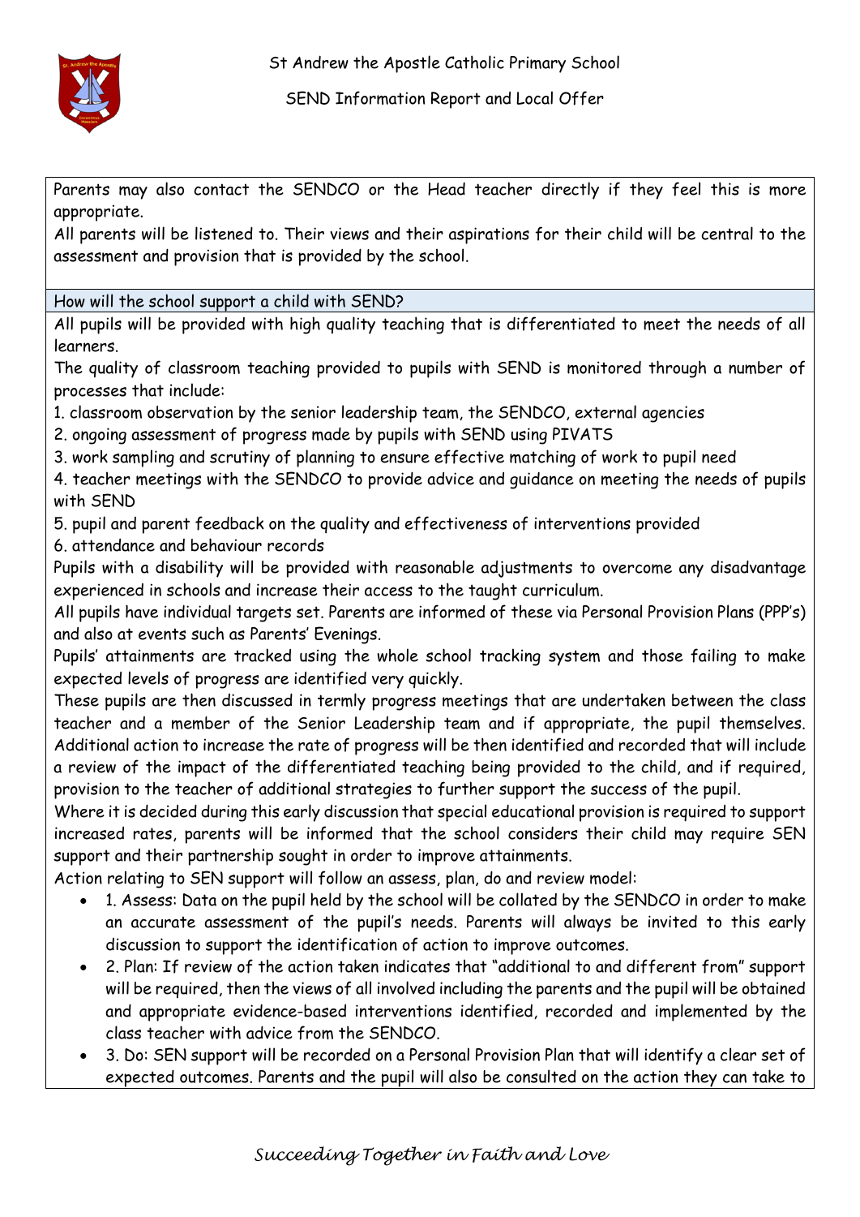Parents may also contact the SENDCO or the Head teacher directly if they feel this is more appropriate.

All parents will be listened to. Their views and their aspirations for their child will be central to the assessment and provision that is provided by the school.

## How will the school support a child with SEND?

All pupils will be provided with high quality teaching that is differentiated to meet the needs of all learners.

The quality of classroom teaching provided to pupils with SEND is monitored through a number of processes that include:

1. classroom observation by the senior leadership team, the SENDCO, external agencies
2. ongoing assessment of progress made by pupils with SEND using PIVATS
3. work sampling and scrutiny of planning to ensure effective matching of work to pupil need
4. teacher meetings with the SENDCO to provide advice and guidance on meeting the needs of pupils with SEND
5. pupil and parent feedback on the quality and effectiveness of interventions provided
6. attendance and behaviour records

Pupils with a disability will be provided with reasonable adjustments to overcome any disadvantage experienced in schools and increase their access to the taught curriculum.

All pupils have individual targets set. Parents are informed of these via Personal Provision Plans (PPP's) and also at events such as Parents' Evenings.

Pupils' attainments are tracked using the whole school tracking system and those failing to make expected levels of progress are identified very quickly.

These pupils are then discussed in termly progress meetings that are undertaken between the class teacher and a member of the Senior Leadership team and if appropriate, the pupil themselves. Additional action to increase the rate of progress will be then identified and recorded that will include a review of the impact of the differentiated teaching being provided to the child, and if required, provision to the teacher of additional strategies to further support the success of the pupil.

Where it is decided during this early discussion that special educational provision is required to support increased rates, parents will be informed that the school considers their child may require SEN support and their partnership sought in order to improve attainments.

Action relating to SEN support will follow an assess, plan, do and review model:

- 1. Assess: Data on the pupil held by the school will be collated by the SENDCO in order to make an accurate assessment of the pupil's needs. Parents will always be invited to this early discussion to support the identification of action to improve outcomes.
- 2. Plan: If review of the action taken indicates that "additional to and different from" support will be required, then the views of all involved including the parents and the pupil will be obtained and appropriate evidence-based interventions identified, recorded and implemented by the class teacher with advice from the SENDCO.
- 3. Do: SEN support will be recorded on a Personal Provision Plan that will identify a clear set of expected outcomes. Parents and the pupil will also be consulted on the action they can take to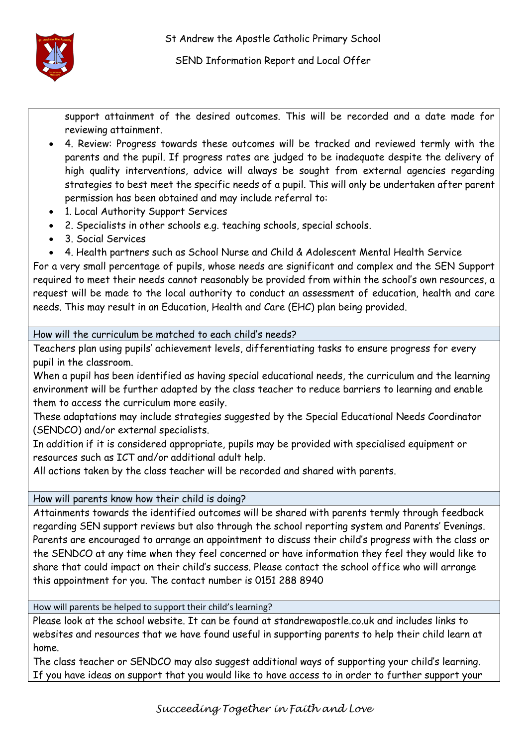support attainment of the desired outcomes. This will be recorded and a date made for reviewing attainment.

- 4. Review: Progress towards these outcomes will be tracked and reviewed termly with the parents and the pupil. If progress rates are judged to be inadequate despite the delivery of high quality interventions, advice will always be sought from external agencies regarding strategies to best meet the specific needs of a pupil. This will only be undertaken after parent permission has been obtained and may include referral to:
- 1. Local Authority Support Services
- 2. Specialists in other schools e.g. teaching schools, special schools.
- 3. Social Services
- 4. Health partners such as School Nurse and Child & Adolescent Mental Health Service

For a very small percentage of pupils, whose needs are significant and complex and the SEN Support required to meet their needs cannot reasonably be provided from within the school's own resources, a request will be made to the local authority to conduct an assessment of education, health and care needs. This may result in an Education, Health and Care (EHC) plan being provided.

## How will the curriculum be matched to each child's needs?

Teachers plan using pupils' achievement levels, differentiating tasks to ensure progress for every pupil in the classroom.

When a pupil has been identified as having special educational needs, the curriculum and the learning environment will be further adapted by the class teacher to reduce barriers to learning and enable them to access the curriculum more easily.

These adaptations may include strategies suggested by the Special Educational Needs Coordinator (SENDCO) and/or external specialists.

In addition if it is considered appropriate, pupils may be provided with specialised equipment or resources such as ICT and/or additional adult help.

All actions taken by the class teacher will be recorded and shared with parents.

## How will parents know how their child is doing?

Attainments towards the identified outcomes will be shared with parents termly through feedback regarding SEN support reviews but also through the school reporting system and Parents' Evenings.

Parents are encouraged to arrange an appointment to discuss their child's progress with the class or the SENDCO at any time when they feel concerned or have information they feel they would like to share that could impact on their child's success. Please contact the school office who will arrange this appointment for you. The contact number is 0151 288 8940

## How will parents be helped to support their child's learning?

Please look at the school website. It can be found at standrewapostle.co.uk and includes links to websites and resources that we have found useful in supporting parents to help their child learn at home.

The class teacher or SENDCO may also suggest additional ways of supporting your child's learning.

If you have ideas on support that you would like to have access to in order to further support your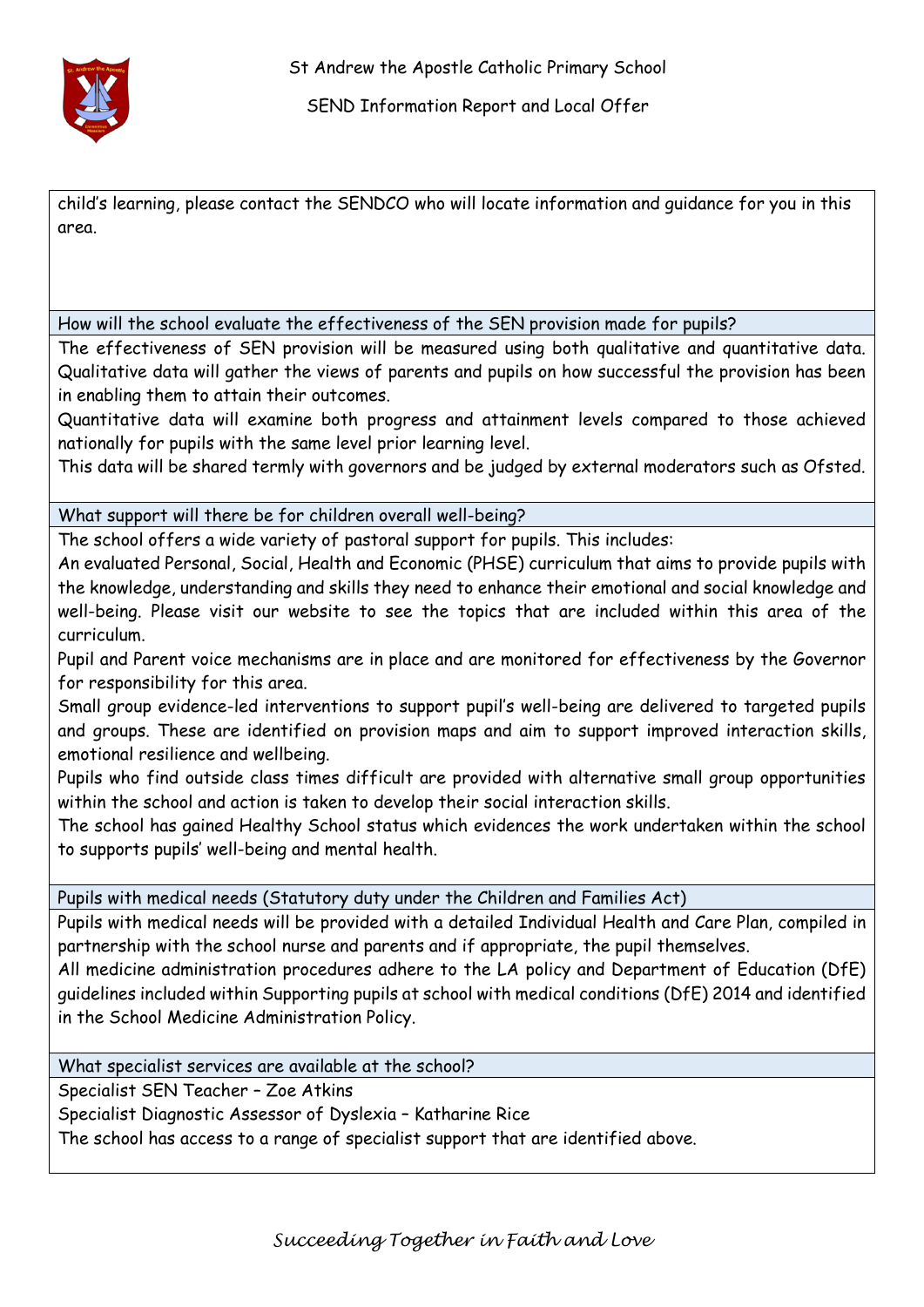child's learning, please contact the SENDCO who will locate information and guidance for you in this area.

### How will the school evaluate the effectiveness of the SEN provision made for pupils?

The effectiveness of SEN provision will be measured using both qualitative and quantitative data. Qualitative data will gather the views of parents and pupils on how successful the provision has been in enabling them to attain their outcomes.

Quantitative data will examine both progress and attainment levels compared to those achieved nationally for pupils with the same level prior learning level.

This data will be shared termly with governors and be judged by external moderators such as Ofsted.

### What support will there be for children overall well-being?

The school offers a wide variety of pastoral support for pupils. This includes:

An evaluated Personal, Social, Health and Economic (PHSE) curriculum that aims to provide pupils with the knowledge, understanding and skills they need to enhance their emotional and social knowledge and well-being. Please visit our website to see the topics that are included within this area of the curriculum.

Pupil and Parent voice mechanisms are in place and are monitored for effectiveness by the Governor for responsibility for this area.

Small group evidence-led interventions to support pupil's well-being are delivered to targeted pupils and groups. These are identified on provision maps and aim to support improved interaction skills, emotional resilience and wellbeing.

Pupils who find outside class times difficult are provided with alternative small group opportunities within the school and action is taken to develop their social interaction skills.

The school has gained Healthy School status which evidences the work undertaken within the school to supports pupils' well-being and mental health.

### Pupils with medical needs (Statutory duty under the Children and Families Act)

Pupils with medical needs will be provided with a detailed Individual Health and Care Plan, compiled in partnership with the school nurse and parents and if appropriate, the pupil themselves.

All medicine administration procedures adhere to the LA policy and Department of Education (DfE) guidelines included within Supporting pupils at school with medical conditions (DfE) 2014 and identified in the School Medicine Administration Policy.

### What specialist services are available at the school?

Specialist SEN Teacher – Zoe Atkins

Specialist Diagnostic Assessor of Dyslexia – Katharine Rice

The school has access to a range of specialist support that are identified above.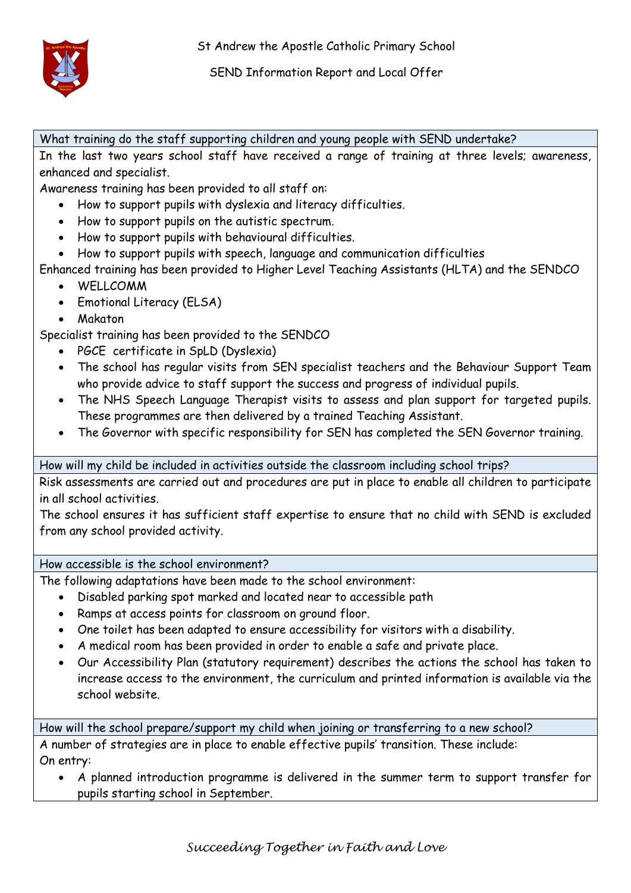### What training do the staff supporting children and young people with SEND undertake?

In the last two years school staff have received a range of training at three levels; awareness, enhanced and specialist.

Awareness training has been provided to all staff on:

- How to support pupils with dyslexia and literacy difficulties.
- How to support pupils on the autistic spectrum.
- How to support pupils with behavioural difficulties.
- How to support pupils with speech, language and communication difficulties

Enhanced training has been provided to Higher Level Teaching Assistants (HLTA) and the SENDCO

- WELLCOMM
- Emotional Literacy (ELSA)
- Makaton

Specialist training has been provided to the SENDCO

- PGCE certificate in SpLD (Dyslexia)
- The school has regular visits from SEN specialist teachers and the Behaviour Support Team who provide advice to staff support the success and progress of individual pupils.
- The NHS Speech Language Therapist visits to assess and plan support for targeted pupils. These programmes are then delivered by a trained Teaching Assistant.
- The Governor with specific responsibility for SEN has completed the SEN Governor training.

### How will my child be included in activities outside the classroom including school trips?

Risk assessments are carried out and procedures are put in place to enable all children to participate in all school activities.

The school ensures it has sufficient staff expertise to ensure that no child with SEND is excluded from any school provided activity.

### How accessible is the school environment?

The following adaptations have been made to the school environment:

- Disabled parking spot marked and located near to accessible path
- Ramps at access points for classroom on ground floor.
- One toilet has been adapted to ensure accessibility for visitors with a disability.
- A medical room has been provided in order to enable a safe and private place.
- Our Accessibility Plan (statutory requirement) describes the actions the school has taken to increase access to the environment, the curriculum and printed information is available via the school website.

### How will the school prepare/support my child when joining or transferring to a new school?

A number of strategies are in place to enable effective pupils' transition. These include:

On entry:

- A planned introduction programme is delivered in the summer term to support transfer for pupils starting school in September.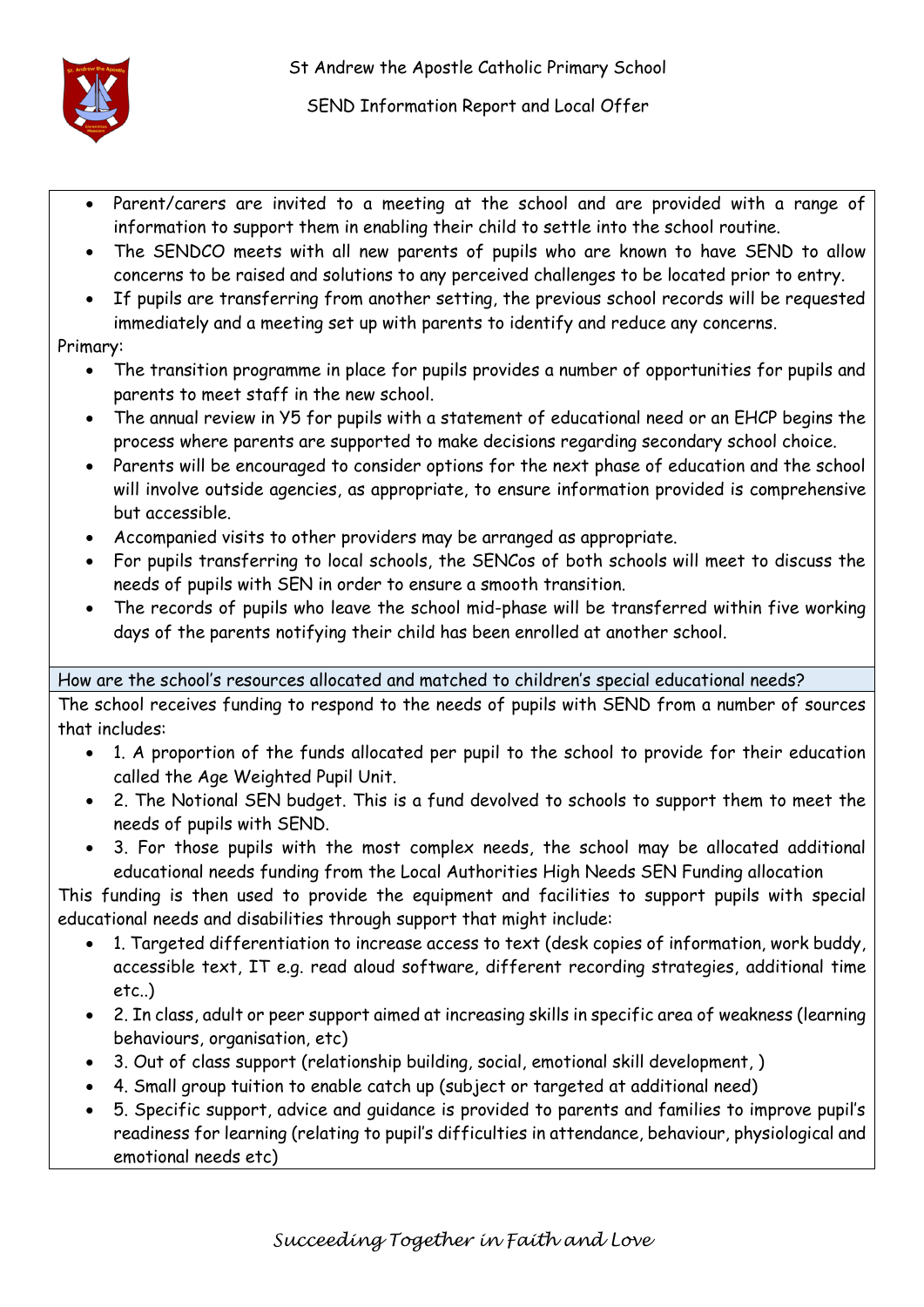- Parent/carers are invited to a meeting at the school and are provided with a range of information to support them in enabling their child to settle into the school routine.
- The SENDCO meets with all new parents of pupils who are known to have SEND to allow concerns to be raised and solutions to any perceived challenges to be located prior to entry.
- If pupils are transferring from another setting, the previous school records will be requested immediately and a meeting set up with parents to identify and reduce any concerns.

Primary:

- The transition programme in place for pupils provides a number of opportunities for pupils and parents to meet staff in the new school.
- The annual review in Y5 for pupils with a statement of educational need or an EHCP begins the process where parents are supported to make decisions regarding secondary school choice.
- Parents will be encouraged to consider options for the next phase of education and the school will involve outside agencies, as appropriate, to ensure information provided is comprehensive but accessible.
- Accompanied visits to other providers may be arranged as appropriate.
- For pupils transferring to local schools, the SENCos of both schools will meet to discuss the needs of pupils with SEN in order to ensure a smooth transition.
- The records of pupils who leave the school mid-phase will be transferred within five working days of the parents notifying their child has been enrolled at another school.

## How are the school's resources allocated and matched to children's special educational needs?

The school receives funding to respond to the needs of pupils with SEND from a number of sources that includes:

- 1. A proportion of the funds allocated per pupil to the school to provide for their education called the Age Weighted Pupil Unit.
- 2. The Notional SEN budget. This is a fund devolved to schools to support them to meet the needs of pupils with SEND.
- 3. For those pupils with the most complex needs, the school may be allocated additional educational needs funding from the Local Authorities High Needs SEN Funding allocation

This funding is then used to provide the equipment and facilities to support pupils with special educational needs and disabilities through support that might include:

- 1. Targeted differentiation to increase access to text (desk copies of information, work buddy, accessible text, IT e.g. read aloud software, different recording strategies, additional time etc..)
- 2. In class, adult or peer support aimed at increasing skills in specific area of weakness (learning behaviours, organisation, etc)
- 3. Out of class support (relationship building, social, emotional skill development, )
- 4. Small group tuition to enable catch up (subject or targeted at additional need)
- 5. Specific support, advice and guidance is provided to parents and families to improve pupil's readiness for learning (relating to pupil's difficulties in attendance, behaviour, physiological and emotional needs etc)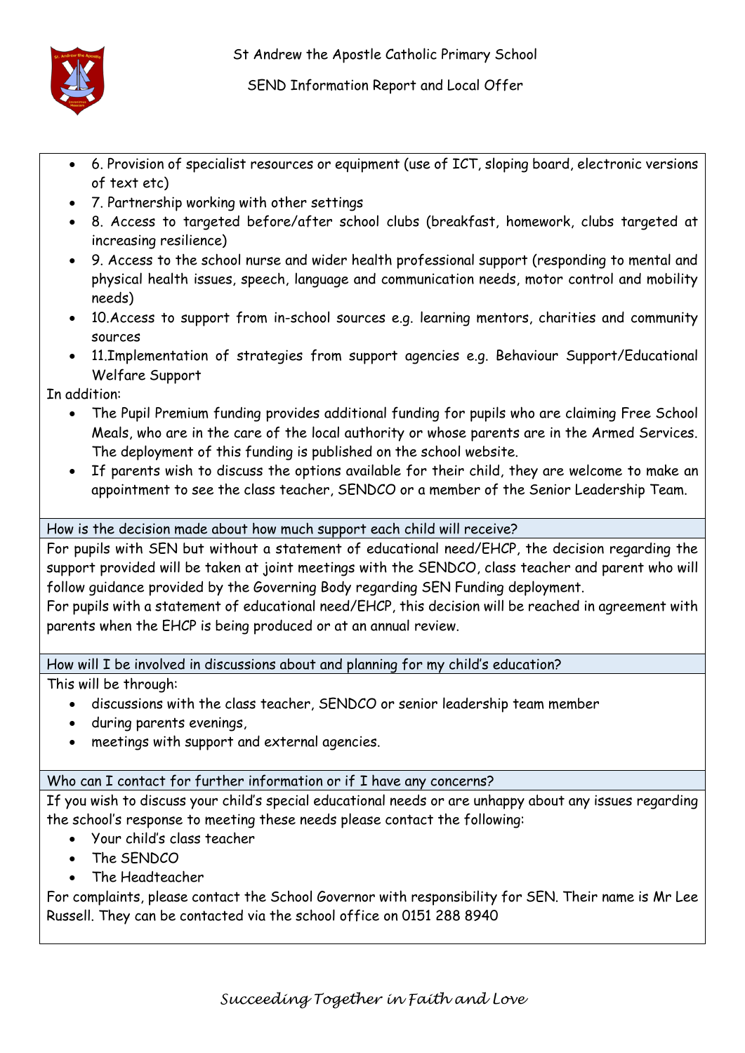- 6. Provision of specialist resources or equipment (use of ICT, sloping board, electronic versions of text etc)
- 7. Partnership working with other settings
- 8. Access to targeted before/after school clubs (breakfast, homework, clubs targeted at increasing resilience)
- 9. Access to the school nurse and wider health professional support (responding to mental and physical health issues, speech, language and communication needs, motor control and mobility needs)
- 10.Access to support from in-school sources e.g. learning mentors, charities and community sources
- 11.Implementation of strategies from support agencies e.g. Behaviour Support/Educational Welfare Support

In addition:

- The Pupil Premium funding provides additional funding for pupils who are claiming Free School Meals, who are in the care of the local authority or whose parents are in the Armed Services. The deployment of this funding is published on the school website.
- If parents wish to discuss the options available for their child, they are welcome to make an appointment to see the class teacher, SENDCO or a member of the Senior Leadership Team.

## How is the decision made about how much support each child will receive?

For pupils with SEN but without a statement of educational need/EHCP, the decision regarding the support provided will be taken at joint meetings with the SENDCO, class teacher and parent who will follow guidance provided by the Governing Body regarding SEN Funding deployment.

For pupils with a statement of educational need/EHCP, this decision will be reached in agreement with parents when the EHCP is being produced or at an annual review.

## How will I be involved in discussions about and planning for my child's education?

This will be through:

- discussions with the class teacher, SENDCO or senior leadership team member
- during parents evenings,
- meetings with support and external agencies.

## Who can I contact for further information or if I have any concerns?

If you wish to discuss your child's special educational needs or are unhappy about any issues regarding the school's response to meeting these needs please contact the following:

- Your child's class teacher
- The SENDCO
- The Headteacher

For complaints, please contact the School Governor with responsibility for SEN. Their name is Mr Lee Russell. They can be contacted via the school office on 0151 288 8940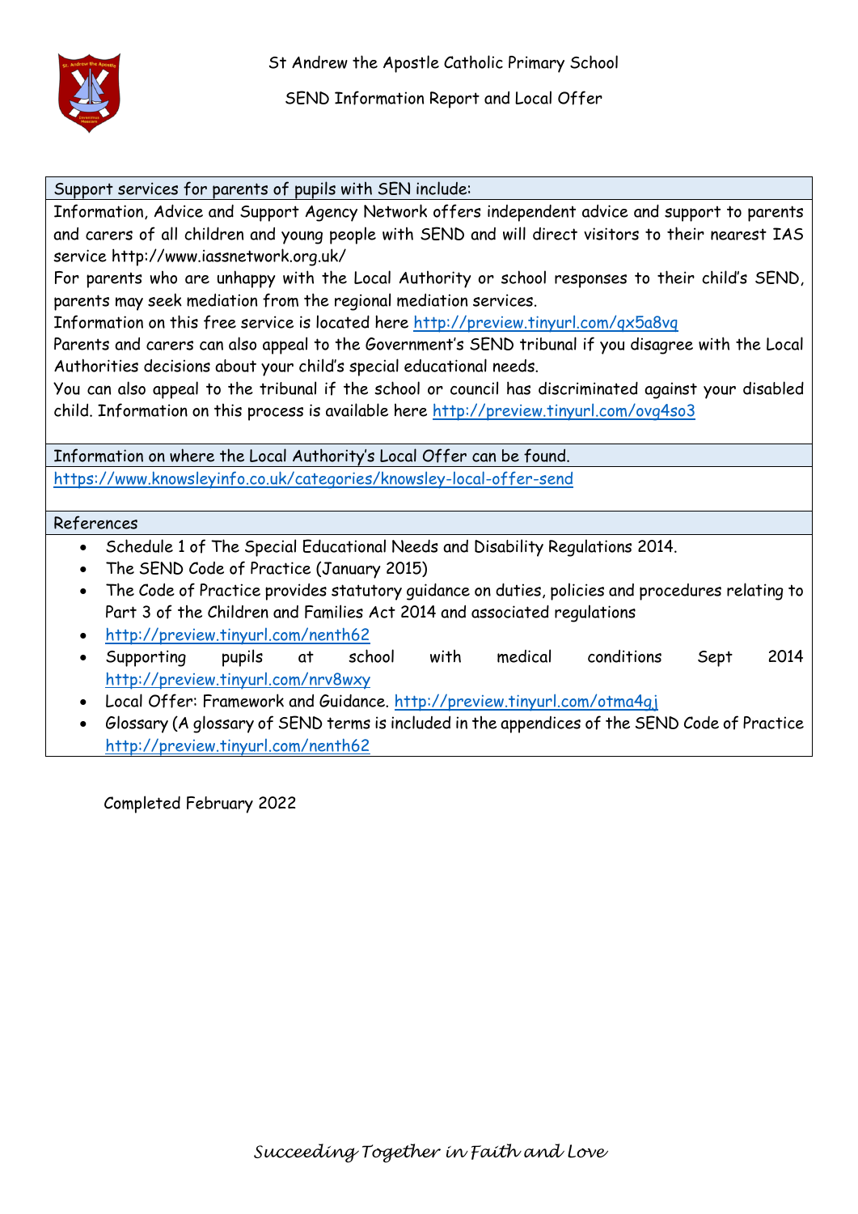| Support services for parents of pupils with SEN include: |
|---|
| Information, Advice and Support Agency Network offers independent advice and support to parents and carers of all children and young people with SEND and will direct visitors to their nearest IAS service http://www.iassnetwork.org.uk/ <br> For parents who are unhappy with the Local Authority or school responses to their child's SEND, parents may seek mediation from the regional mediation services. <br> Information on this free service is located here http://preview.tinyurl.com/qx5a8vq <br> Parents and carers can also appeal to the Government's SEND tribunal if you disagree with the Local Authorities decisions about your child's special educational needs. <br> You can also appeal to the tribunal if the school or council has discriminated against your disabled child. Information on this process is available here http://preview.tinyurl.com/ovg4so3 |
| Information on where the Local Authority's Local Offer can be found. |
| https://www.knowsleyinfo.co.uk/categories/knowsley-local-offer-send |
| References |
| • Schedule 1 of The Special Educational Needs and Disability Regulations 2014. <br> • The SEND Code of Practice (January 2015) <br> • The Code of Practice provides statutory guidance on duties, policies and procedures relating to Part 3 of the Children and Families Act 2014 and associated regulations <br> • http://preview.tinyurl.com/nenth62 <br> • Supporting pupils at school with medical conditions Sept 2014 http://preview.tinyurl.com/nrv8wxy <br> • Local Offer: Framework and Guidance. http://preview.tinyurl.com/otma4qj <br> • Glossary (A glossary of SEND terms is included in the appendices of the SEND Code of Practice http://preview.tinyurl.com/nenth62 |

Completed February 2022